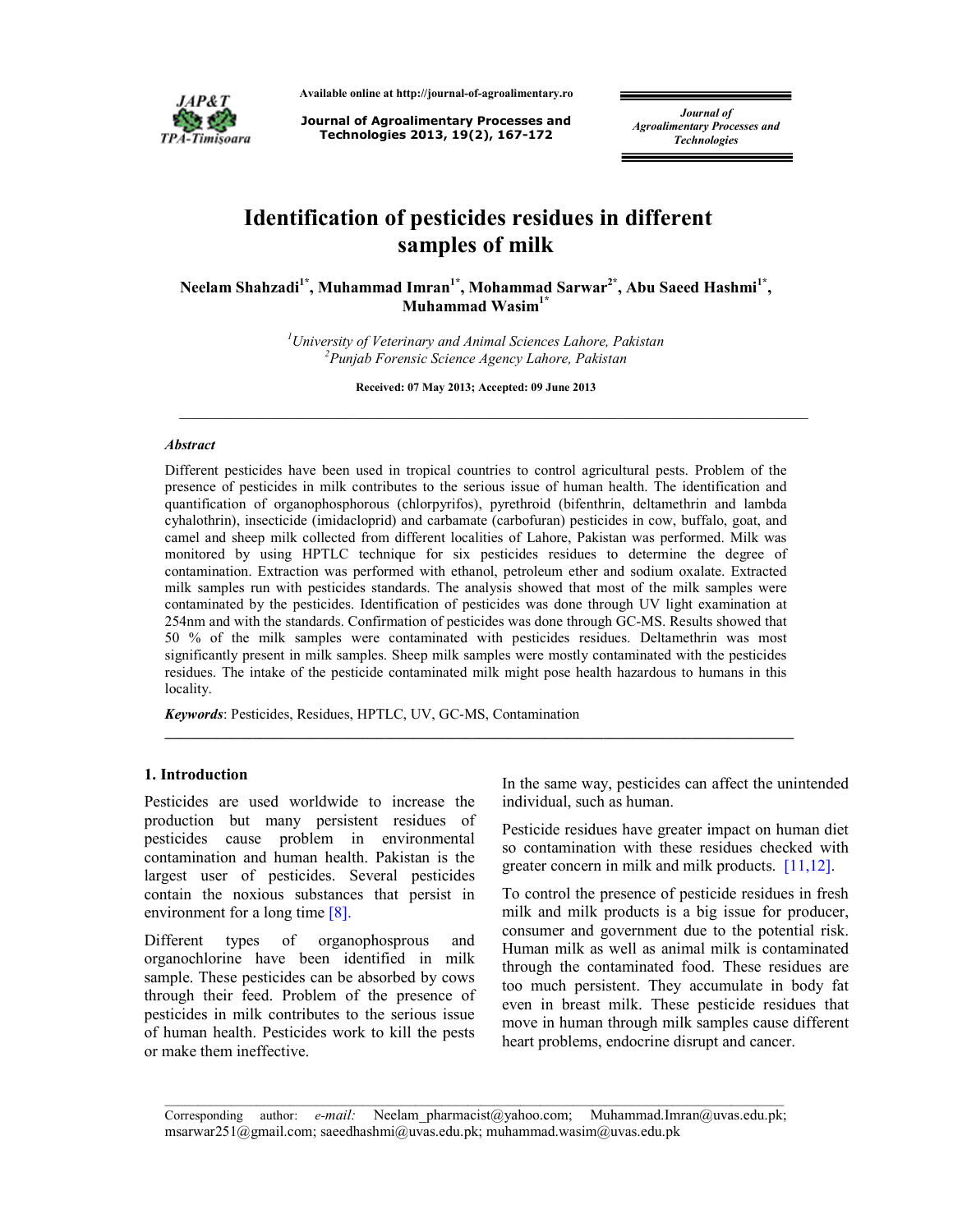# Identification of pesticides residues in different samples of milk

**Neelam Shahzadi[1*], Muhammad Imran[1*], Mohammad Sarwar[2*], Abu Saeed Hashmi[1*], Muhammad Wasim[1*]**

[1]*University of Veterinary and Animal Sciences Lahore, Pakistan*
[2]*Punjab Forensic Science Agency Lahore, Pakistan*

**Received: 07 May 2013; Accepted: 09 June 2013**

---

***Abstract***

Different pesticides have been used in tropical countries to control agricultural pests. Problem of the presence of pesticides in milk contributes to the serious issue of human health. The identification and quantification of organophosphorous (chlorpyrifos), pyrethroid (bifenthrin, deltamethrin and lambda cyhalothrin), insecticide (imidacloprid) and carbamate (carbofuran) pesticides in cow, buffalo, goat, and camel and sheep milk collected from different localities of Lahore, Pakistan was performed. Milk was monitored by using HPTLC technique for six pesticides residues to determine the degree of contamination. Extraction was performed with ethanol, petroleum ether and sodium oxalate. Extracted milk samples run with pesticides standards. The analysis showed that most of the milk samples were contaminated by the pesticides. Identification of pesticides was done through UV light examination at 254nm and with the standards. Confirmation of pesticides was done through GC-MS. Results showed that 50 % of the milk samples were contaminated with pesticides residues. Deltamethrin was most significantly present in milk samples. Sheep milk samples were mostly contaminated with the pesticides residues. The intake of the pesticide contaminated milk might pose health hazardous to humans in this locality.

***Keywords***: Pesticides, Residues, HPTLC, UV, GC-MS, Contamination

---

## 1. Introduction

Pesticides are used worldwide to increase the production but many persistent residues of pesticides cause problem in environmental contamination and human health. Pakistan is the largest user of pesticides. Several pesticides contain the noxious substances that persist in environment for a long time [8].

Different types of organophosprous and organochlorine have been identified in milk sample. These pesticides can be absorbed by cows through their feed. Problem of the presence of pesticides in milk contributes to the serious issue of human health. Pesticides work to kill the pests or make them ineffective. In the same way, pesticides can affect the unintended individual, such as human.

Pesticide residues have greater impact on human diet so contamination with these residues checked with greater concern in milk and milk products. [11,12].

To control the presence of pesticide residues in fresh milk and milk products is a big issue for producer, consumer and government due to the potential risk. Human milk as well as animal milk is contaminated through the contaminated food. These residues are too much persistent. They accumulate in body fat even in breast milk. These pesticide residues that move in human through milk samples cause different heart problems, endocrine disrupt and cancer.

---

Corresponding author: *e-mail:* Neelam_pharmacist@yahoo.com; Muhammad.Imran@uvas.edu.pk; msarwar251@gmail.com; saeedhashmi@uvas.edu.pk; muhammad.wasim@uvas.edu.pk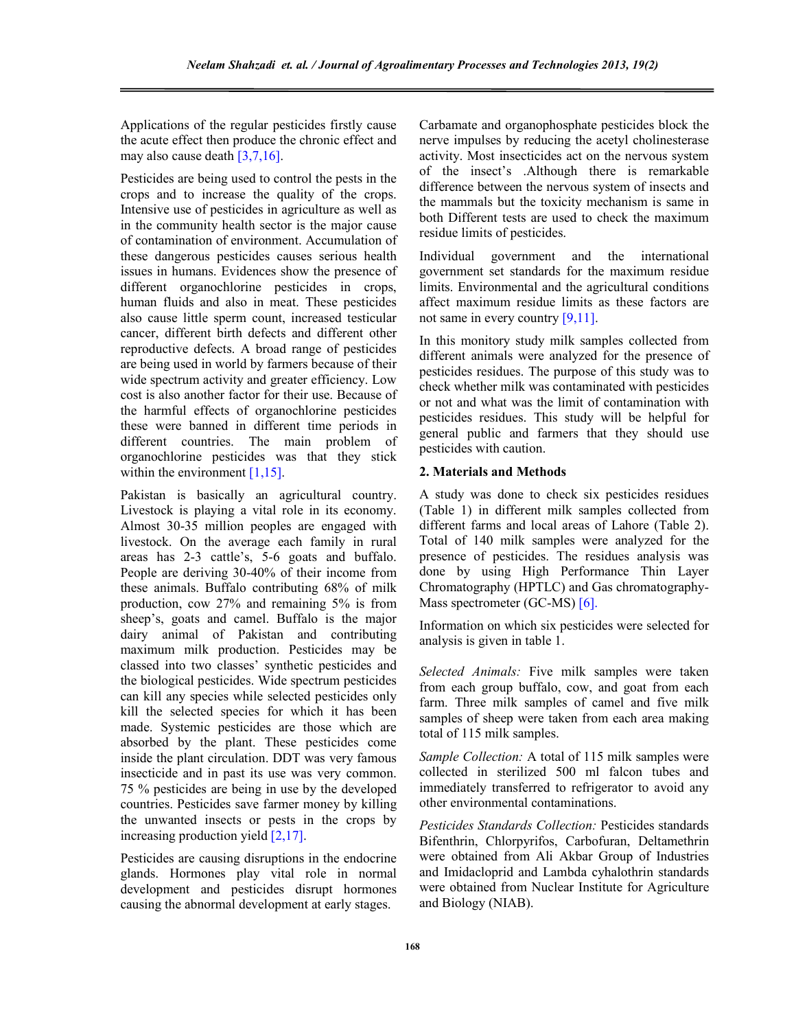Applications of the regular pesticides firstly cause the acute effect then produce the chronic effect and may also cause death [3,7,16].

Pesticides are being used to control the pests in the crops and to increase the quality of the crops. Intensive use of pesticides in agriculture as well as in the community health sector is the major cause of contamination of environment. Accumulation of these dangerous pesticides causes serious health issues in humans. Evidences show the presence of different organochlorine pesticides in crops, human fluids and also in meat. These pesticides also cause little sperm count, increased testicular cancer, different birth defects and different other reproductive defects. A broad range of pesticides are being used in world by farmers because of their wide spectrum activity and greater efficiency. Low cost is also another factor for their use. Because of the harmful effects of organochlorine pesticides these were banned in different time periods in different countries. The main problem of organochlorine pesticides was that they stick within the environment [1,15].

Pakistan is basically an agricultural country. Livestock is playing a vital role in its economy. Almost 30-35 million peoples are engaged with livestock. On the average each family in rural areas has 2-3 cattle's, 5-6 goats and buffalo. People are deriving 30-40% of their income from these animals. Buffalo contributing 68% of milk production, cow 27% and remaining 5% is from sheep's, goats and camel. Buffalo is the major dairy animal of Pakistan and contributing maximum milk production. Pesticides may be classed into two classes' synthetic pesticides and the biological pesticides. Wide spectrum pesticides can kill any species while selected pesticides only kill the selected species for which it has been made. Systemic pesticides are those which are absorbed by the plant. These pesticides come inside the plant circulation. DDT was very famous insecticide and in past its use was very common. 75 % pesticides are being in use by the developed countries. Pesticides save farmer money by killing the unwanted insects or pests in the crops by increasing production yield [2,17].

Pesticides are causing disruptions in the endocrine glands. Hormones play vital role in normal development and pesticides disrupt hormones causing the abnormal development at early stages.

Carbamate and organophosphate pesticides block the nerve impulses by reducing the acetyl cholinesterase activity. Most insecticides act on the nervous system of the insect's .Although there is remarkable difference between the nervous system of insects and the mammals but the toxicity mechanism is same in both Different tests are used to check the maximum residue limits of pesticides.

Individual government and the international government set standards for the maximum residue limits. Environmental and the agricultural conditions affect maximum residue limits as these factors are not same in every country [9,11].

In this monitory study milk samples collected from different animals were analyzed for the presence of pesticides residues. The purpose of this study was to check whether milk was contaminated with pesticides or not and what was the limit of contamination with pesticides residues. This study will be helpful for general public and farmers that they should use pesticides with caution.

## 2. Materials and Methods

A study was done to check six pesticides residues (Table 1) in different milk samples collected from different farms and local areas of Lahore (Table 2). Total of 140 milk samples were analyzed for the presence of pesticides. The residues analysis was done by using High Performance Thin Layer Chromatography (HPTLC) and Gas chromatography-Mass spectrometer (GC-MS) [6].

Information on which six pesticides were selected for analysis is given in table 1.

*Selected Animals:* Five milk samples were taken from each group buffalo, cow, and goat from each farm. Three milk samples of camel and five milk samples of sheep were taken from each area making total of 115 milk samples.

*Sample Collection:* A total of 115 milk samples were collected in sterilized 500 ml falcon tubes and immediately transferred to refrigerator to avoid any other environmental contaminations.

*Pesticides Standards Collection:* Pesticides standards Bifenthrin, Chlorpyrifos, Carbofuran, Deltamethrin were obtained from Ali Akbar Group of Industries and Imidacloprid and Lambda cyhalothrin standards were obtained from Nuclear Institute for Agriculture and Biology (NIAB).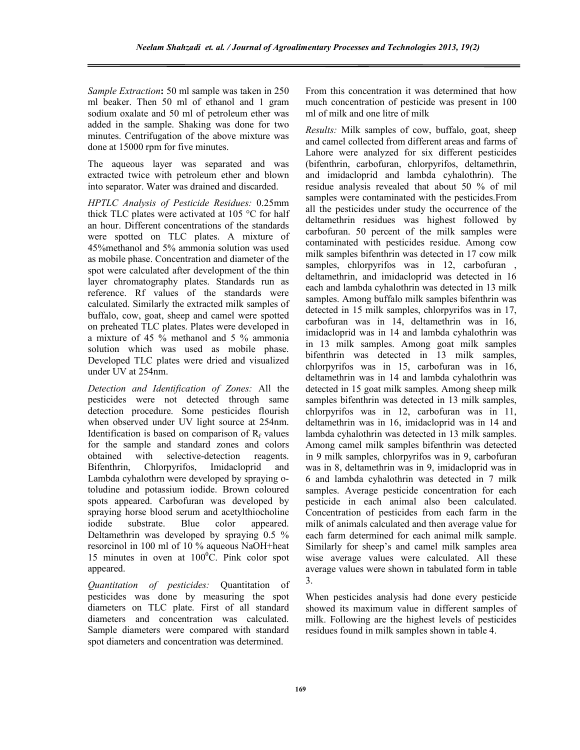*Sample Extraction***:** 50 ml sample was taken in 250 ml beaker. Then 50 ml of ethanol and 1 gram sodium oxalate and 50 ml of petroleum ether was added in the sample. Shaking was done for two minutes. Centrifugation of the above mixture was done at 15000 rpm for five minutes.

The aqueous layer was separated and was extracted twice with petroleum ether and blown into separator. Water was drained and discarded.

*HPTLC Analysis of Pesticide Residues:* 0.25mm thick TLC plates were activated at 105 °C for half an hour. Different concentrations of the standards were spotted on TLC plates. A mixture of 45%methanol and 5% ammonia solution was used as mobile phase. Concentration and diameter of the spot were calculated after development of the thin layer chromatography plates. Standards run as reference. Rf values of the standards were calculated. Similarly the extracted milk samples of buffalo, cow, goat, sheep and camel were spotted on preheated TLC plates. Plates were developed in a mixture of 45 % methanol and 5 % ammonia solution which was used as mobile phase. Developed TLC plates were dried and visualized under UV at 254nm.

*Detection and Identification of Zones:* All the pesticides were not detected through same detection procedure. Some pesticides flourish when observed under UV light source at 254nm. Identification is based on comparison of $R_f$ values for the sample and standard zones and colors obtained with selective-detection reagents. Bifenthrin, Chlorpyrifos, Imidacloprid and Lambda cyhalothrn were developed by spraying o-toludine and potassium iodide. Brown coloured spots appeared. Carbofuran was developed by spraying horse blood serum and acetylthiocholine iodide substrate. Blue color appeared. Deltamethrin was developed by spraying 0.5 % resorcinol in 100 ml of 10 % aqueous NaOH+heat 15 minutes in oven at $100^0$C. Pink color spot appeared.

*Quantitation of pesticides:* Quantitation of pesticides was done by measuring the spot diameters on TLC plate. First of all standard diameters and concentration was calculated. Sample diameters were compared with standard spot diameters and concentration was determined. From this concentration it was determined that how much concentration of pesticide was present in 100 ml of milk and one litre of milk

*Results:* Milk samples of cow, buffalo, goat, sheep and camel collected from different areas and farms of Lahore were analyzed for six different pesticides (bifenthrin, carbofuran, chlorpyrifos, deltamethrin, and imidacloprid and lambda cyhalothrin). The residue analysis revealed that about 50 % of mil samples were contaminated with the pesticides.From all the pesticides under study the occurrence of the deltamethrin residues was highest followed by carbofuran. 50 percent of the milk samples were contaminated with pesticides residue. Among cow milk samples bifenthrin was detected in 17 cow milk samples, chlorpyrifos was in 12, carbofuran , deltamethrin, and imidacloprid was detected in 16 each and lambda cyhalothrin was detected in 13 milk samples. Among buffalo milk samples bifenthrin was detected in 15 milk samples, chlorpyrifos was in 17, carbofuran was in 14, deltamethrin was in 16, imidacloprid was in 14 and lambda cyhalothrin was in 13 milk samples. Among goat milk samples bifenthrin was detected in 13 milk samples, chlorpyrifos was in 15, carbofuran was in 16, deltamethrin was in 14 and lambda cyhalothrin was detected in 15 goat milk samples. Among sheep milk samples bifenthrin was detected in 13 milk samples, chlorpyrifos was in 12, carbofuran was in 11, deltamethrin was in 16, imidacloprid was in 14 and lambda cyhalothrin was detected in 13 milk samples. Among camel milk samples bifenthrin was detected in 9 milk samples, chlorpyrifos was in 9, carbofuran was in 8, deltamethrin was in 9, imidacloprid was in 6 and lambda cyhalothrin was detected in 7 milk samples. Average pesticide concentration for each pesticide in each animal also been calculated. Concentration of pesticides from each farm in the milk of animals calculated and then average value for each farm determined for each animal milk sample. Similarly for sheep's and camel milk samples area wise average values were calculated. All these average values were shown in tabulated form in table 3.

When pesticides analysis had done every pesticide showed its maximum value in different samples of milk. Following are the highest levels of pesticides residues found in milk samples shown in table 4.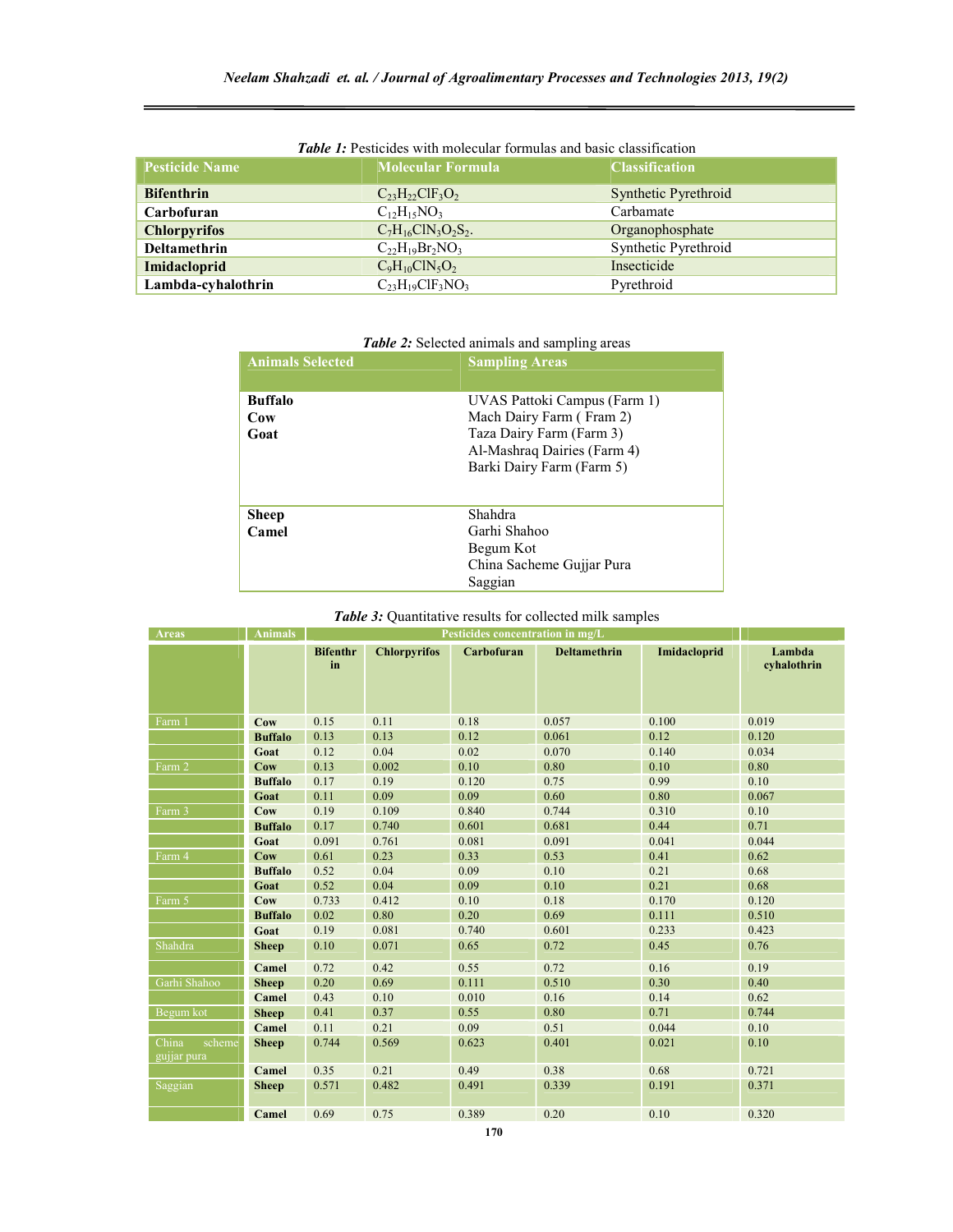*Table 1:* Pesticides with molecular formulas and basic classification

| Pesticide Name | Molecular Formula | Classification |
|---|---|---|
| **Bifenthrin** | $C_{23}H_{22}ClF_3O_2$ | Synthetic Pyrethroid |
| **Carbofuran** | $C_{12}H_{15}NO_3$ | Carbamate |
| **Chlorpyrifos** | $C_7H_{16}ClN_3O_2S_2$. | Organophosphate |
| **Deltamethrin** | $C_{22}H_{19}Br_2NO_3$ | Synthetic Pyrethroid |
| **Imidacloprid** | $C_9H_{10}ClN_5O_2$ | Insecticide |
| **Lambda-cyhalothrin** | $C_{23}H_{19}ClF_3NO_3$ | Pyrethroid |

*Table 2:* Selected animals and sampling areas

| Animals Selected | Sampling Areas |
|---|---|
| **Buffalo**<br>**Cow**<br>**Goat** | UVAS Pattoki Campus (Farm 1)<br>Mach Dairy Farm ( Fram 2)<br>Taza Dairy Farm (Farm 3)<br>Al-Mashraq Dairies (Farm 4)<br>Barki Dairy Farm (Farm 5) |
| **Sheep**<br>**Camel** | Shahdra<br>Garhi Shahoo<br>Begum Kot<br>China Sacheme Gujjar Pura<br>Saggian |

*Table 3:* Quantitative results for collected milk samples

| Areas | Animals | Pesticides concentration in mg/L | | | | | |
|---|---|---|---|---|---|---|---|
| | | Bifenthrin | Chlorpyrifos | Carbofuran | Deltamethrin | Imidacloprid | Lambda cyhalothrin |
| Farm 1 | **Cow** | 0.15 | 0.11 | 0.18 | 0.057 | 0.100 | 0.019 |
| | **Buffalo** | 0.13 | 0.13 | 0.12 | 0.061 | 0.12 | 0.120 |
| | **Goat** | 0.12 | 0.04 | 0.02 | 0.070 | 0.140 | 0.034 |
| Farm 2 | **Cow** | 0.13 | 0.002 | 0.10 | 0.80 | 0.10 | 0.80 |
| | **Buffalo** | 0.17 | 0.19 | 0.120 | 0.75 | 0.99 | 0.10 |
| | **Goat** | 0.11 | 0.09 | 0.09 | 0.60 | 0.80 | 0.067 |
| Farm 3 | **Cow** | 0.19 | 0.109 | 0.840 | 0.744 | 0.310 | 0.10 |
| | **Buffalo** | 0.17 | 0.740 | 0.601 | 0.681 | 0.44 | 0.71 |
| | **Goat** | 0.091 | 0.761 | 0.081 | 0.091 | 0.041 | 0.044 |
| Farm 4 | **Cow** | 0.61 | 0.23 | 0.33 | 0.53 | 0.41 | 0.62 |
| | **Buffalo** | 0.52 | 0.04 | 0.09 | 0.10 | 0.21 | 0.68 |
| | **Goat** | 0.52 | 0.04 | 0.09 | 0.10 | 0.21 | 0.68 |
| Farm 5 | **Cow** | 0.733 | 0.412 | 0.10 | 0.18 | 0.170 | 0.120 |
| | **Buffalo** | 0.02 | 0.80 | 0.20 | 0.69 | 0.111 | 0.510 |
| | **Goat** | 0.19 | 0.081 | 0.740 | 0.601 | 0.233 | 0.423 |
| Shahdra | **Sheep** | 0.10 | 0.071 | 0.65 | 0.72 | 0.45 | 0.76 |
| | **Camel** | 0.72 | 0.42 | 0.55 | 0.72 | 0.16 | 0.19 |
| Garhi Shahoo | **Sheep** | 0.20 | 0.69 | 0.111 | 0.510 | 0.30 | 0.40 |
| | **Camel** | 0.43 | 0.10 | 0.010 | 0.16 | 0.14 | 0.62 |
| Begum kot | **Sheep** | 0.41 | 0.37 | 0.55 | 0.80 | 0.71 | 0.744 |
| | **Camel** | 0.11 | 0.21 | 0.09 | 0.51 | 0.044 | 0.10 |
| China scheme gujjar pura | **Sheep** | 0.744 | 0.569 | 0.623 | 0.401 | 0.021 | 0.10 |
| | **Camel** | 0.35 | 0.21 | 0.49 | 0.38 | 0.68 | 0.721 |
| Saggian | **Sheep** | 0.571 | 0.482 | 0.491 | 0.339 | 0.191 | 0.371 |
| | **Camel** | 0.69 | 0.75 | 0.389 | 0.20 | 0.10 | 0.320 |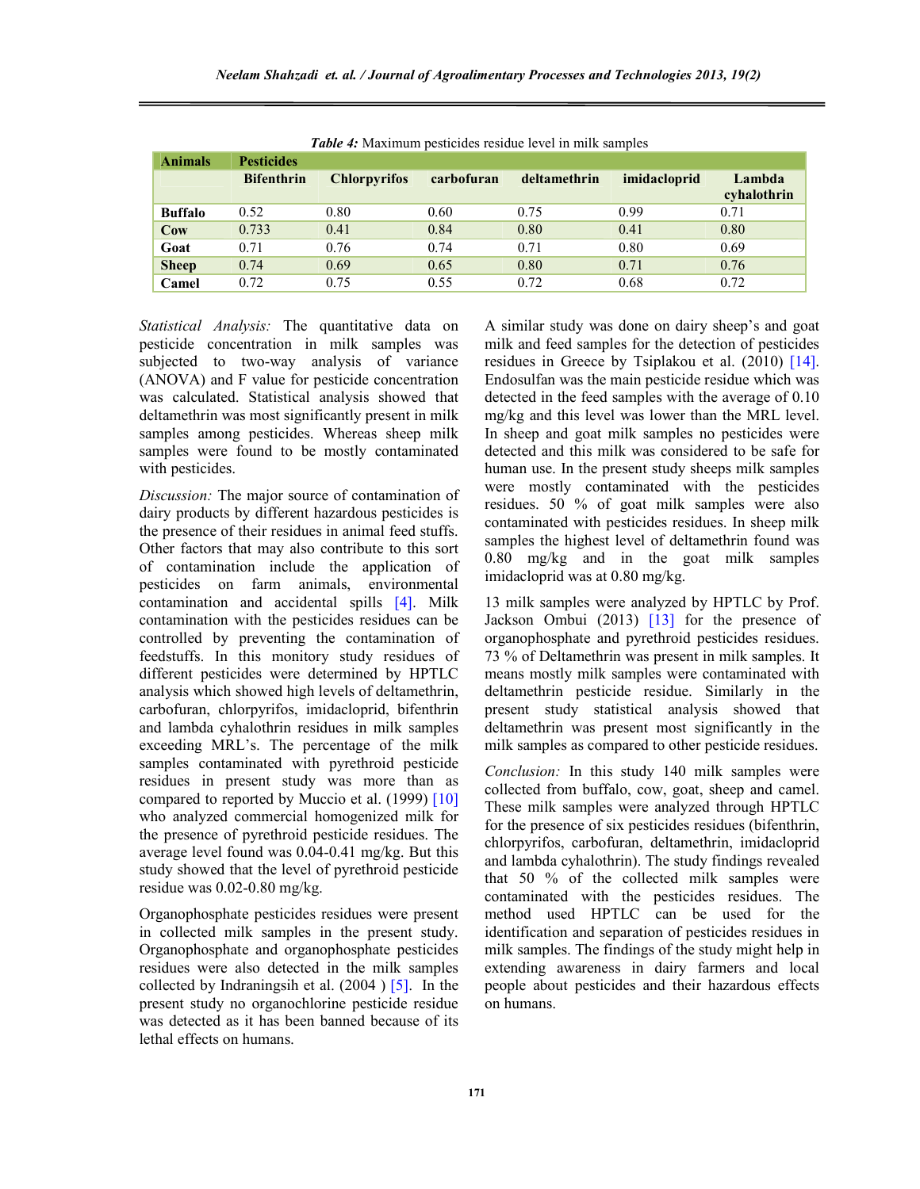*Table 4:* Maximum pesticides residue level in milk samples

| Animals | Pesticides | | | | | |
|---|---|---|---|---|---|---|
| | Bifenthrin | Chlorpyrifos | carbofuran | deltamethrin | imidacloprid | Lambda cyhalothrin |
| Buffalo | 0.52 | 0.80 | 0.60 | 0.75 | 0.99 | 0.71 |
| Cow | 0.733 | 0.41 | 0.84 | 0.80 | 0.41 | 0.80 |
| Goat | 0.71 | 0.76 | 0.74 | 0.71 | 0.80 | 0.69 |
| Sheep | 0.74 | 0.69 | 0.65 | 0.80 | 0.71 | 0.76 |
| Camel | 0.72 | 0.75 | 0.55 | 0.72 | 0.68 | 0.72 |

*Statistical Analysis:* The quantitative data on pesticide concentration in milk samples was subjected to two-way analysis of variance (ANOVA) and F value for pesticide concentration was calculated. Statistical analysis showed that deltamethrin was most significantly present in milk samples among pesticides. Whereas sheep milk samples were found to be mostly contaminated with pesticides.

*Discussion:* The major source of contamination of dairy products by different hazardous pesticides is the presence of their residues in animal feed stuffs. Other factors that may also contribute to this sort of contamination include the application of pesticides on farm animals, environmental contamination and accidental spills [4]. Milk contamination with the pesticides residues can be controlled by preventing the contamination of feedstuffs. In this monitory study residues of different pesticides were determined by HPTLC analysis which showed high levels of deltamethrin, carbofuran, chlorpyrifos, imidacloprid, bifenthrin and lambda cyhalothrin residues in milk samples exceeding MRL's. The percentage of the milk samples contaminated with pyrethroid pesticide residues in present study was more than as compared to reported by Muccio et al. (1999) [10] who analyzed commercial homogenized milk for the presence of pyrethroid pesticide residues. The average level found was 0.04-0.41 mg/kg. But this study showed that the level of pyrethroid pesticide residue was 0.02-0.80 mg/kg.

Organophosphate pesticides residues were present in collected milk samples in the present study. Organophosphate and organophosphate pesticides residues were also detected in the milk samples collected by Indraningsih et al. (2004 ) [5]. In the present study no organochlorine pesticide residue was detected as it has been banned because of its lethal effects on humans.

A similar study was done on dairy sheep's and goat milk and feed samples for the detection of pesticides residues in Greece by Tsiplakou et al. (2010) [14]. Endosulfan was the main pesticide residue which was detected in the feed samples with the average of 0.10 mg/kg and this level was lower than the MRL level. In sheep and goat milk samples no pesticides were detected and this milk was considered to be safe for human use. In the present study sheeps milk samples were mostly contaminated with the pesticides residues. 50 % of goat milk samples were also contaminated with pesticides residues. In sheep milk samples the highest level of deltamethrin found was 0.80 mg/kg and in the goat milk samples imidacloprid was at 0.80 mg/kg.

13 milk samples were analyzed by HPTLC by Prof. Jackson Ombui (2013) [13] for the presence of organophosphate and pyrethroid pesticides residues. 73 % of Deltamethrin was present in milk samples. It means mostly milk samples were contaminated with deltamethrin pesticide residue. Similarly in the present study statistical analysis showed that deltamethrin was present most significantly in the milk samples as compared to other pesticide residues.

*Conclusion:* In this study 140 milk samples were collected from buffalo, cow, goat, sheep and camel. These milk samples were analyzed through HPTLC for the presence of six pesticides residues (bifenthrin, chlorpyrifos, carbofuran, deltamethrin, imidacloprid and lambda cyhalothrin). The study findings revealed that 50 % of the collected milk samples were contaminated with the pesticides residues. The method used HPTLC can be used for the identification and separation of pesticides residues in milk samples. The findings of the study might help in extending awareness in dairy farmers and local people about pesticides and their hazardous effects on humans.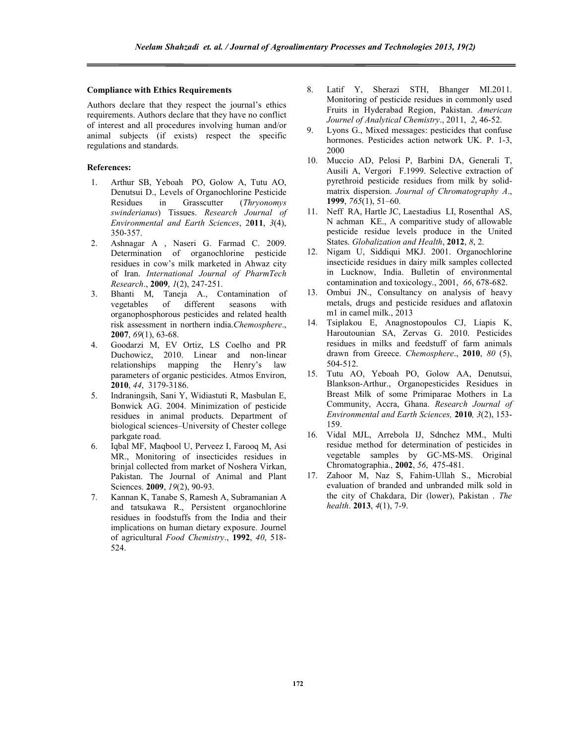**Compliance with Ethics Requirements**

Authors declare that they respect the journal's ethics requirements. Authors declare that they have no conflict of interest and all procedures involving human and/or animal subjects (if exists) respect the specific regulations and standards.

**References:**

1. Arthur SB, Yeboah PO, Golow A, Tutu AO, Denutsui D., Levels of Organochlorine Pesticide Residues in Grasscutter (*Thryonomys swinderianus*) Tissues. *Research Journal of Environmental and Earth Sciences*, 2**011**, *3*(4), 350-357.
2. Ashnagar A , Naseri G. Farmad C. 2009. Determination of organochlorine pesticide residues in cow's milk marketed in Ahwaz city of Iran. *International Journal of PharmTech Research*., **2009**, *1*(2), 247-251.
3. Bhanti M, Taneja A., Contamination of vegetables of different seasons with organophosphorous pesticides and related health risk assessment in northern india.*Chemosphere*., **2007**, *69*(1), 63-68.
4. Goodarzi M, EV Ortiz, LS Coelho and PR Duchowicz, 2010. Linear and non-linear relationships mapping the Henry's law parameters of organic pesticides. Atmos Environ, **2010**, *44*, 3179-3186.
5. Indraningsih, Sani Y, Widiastuti R, Masbulan E, Bonwick AG. 2004. Minimization of pesticide residues in animal products. Department of biological sciences–University of Chester college parkgate road.
6. Iqbal MF, Maqbool U, Perveez I, Farooq M, Asi MR., Monitoring of insecticides residues in brinjal collected from market of Noshera Virkan, Pakistan. The Journal of Animal and Plant Sciences. **2009**, *19*(2), 90-93.
7. Kannan K, Tanabe S, Ramesh A, Subramanian A and tatsukawa R., Persistent organochlorine residues in foodstuffs from the India and their implications on human dietary exposure. Journel of agricultural *Food Chemistry*., **1992**, *40*, 518-524.
8. Latif Y, Sherazi STH, Bhanger MI.2011. Monitoring of pesticide residues in commonly used Fruits in Hyderabad Region, Pakistan. *American Journel of Analytical Chemistry*., 2011, *2*, 46-52.
9. Lyons G., Mixed messages: pesticides that confuse hormones. Pesticides action network UK. P. 1-3, 2000
10. Muccio AD, Pelosi P, Barbini DA, Generali T, Ausili A, Vergori F.1999. Selective extraction of pyrethroid pesticide residues from milk by solid-matrix dispersion. *Journal of Chromatography A*., **1999**, *765*(1), 51–60.
11. Neff RA, Hartle JC, Laestadius LI, Rosenthal AS, N achman KE., A comparitive study of allowable pesticide residue levels produce in the United States. *Globalization and Health*, **2012**, *8*, 2.
12. Nigam U, Siddiqui MKJ. 2001. Organochlorine insecticide residues in dairy milk samples collected in Lucknow, India. Bulletin of environmental contamination and toxicology., 2001, *66*, 678-682.
13. Ombui JN., Consultancy on analysis of heavy metals, drugs and pesticide residues and aflatoxin m1 in camel milk., 2013
14. Tsiplakou E, Anagnostopoulos CJ, Liapis K, Haroutounian SA, Zervas G. 2010. Pesticides residues in milks and feedstuff of farm animals drawn from Greece. *Chemosphere*., **2010**, *80* (5), 504-512.
15. Tutu AO, Yeboah PO, Golow AA, Denutsui, Blankson-Arthur., Organopesticides Residues in Breast Milk of some Primiparae Mothers in La Community, Accra, Ghana. *Research Journal of Environmental and Earth Sciences,* **2010***, 3*(2), 153-159.
16. Vidal MJL, Arrebola IJ, Sdnchez MM., Multi residue method for determination of pesticides in vegetable samples by GC-MS-MS. Original Chromatographia., **2002**, *56*, 475-481.
17. Zahoor M, Naz S, Fahim-Ullah S., Microbial evaluation of branded and unbranded milk sold in the city of Chakdara, Dir (lower), Pakistan . *The health*. **2013**, *4*(1), 7-9.